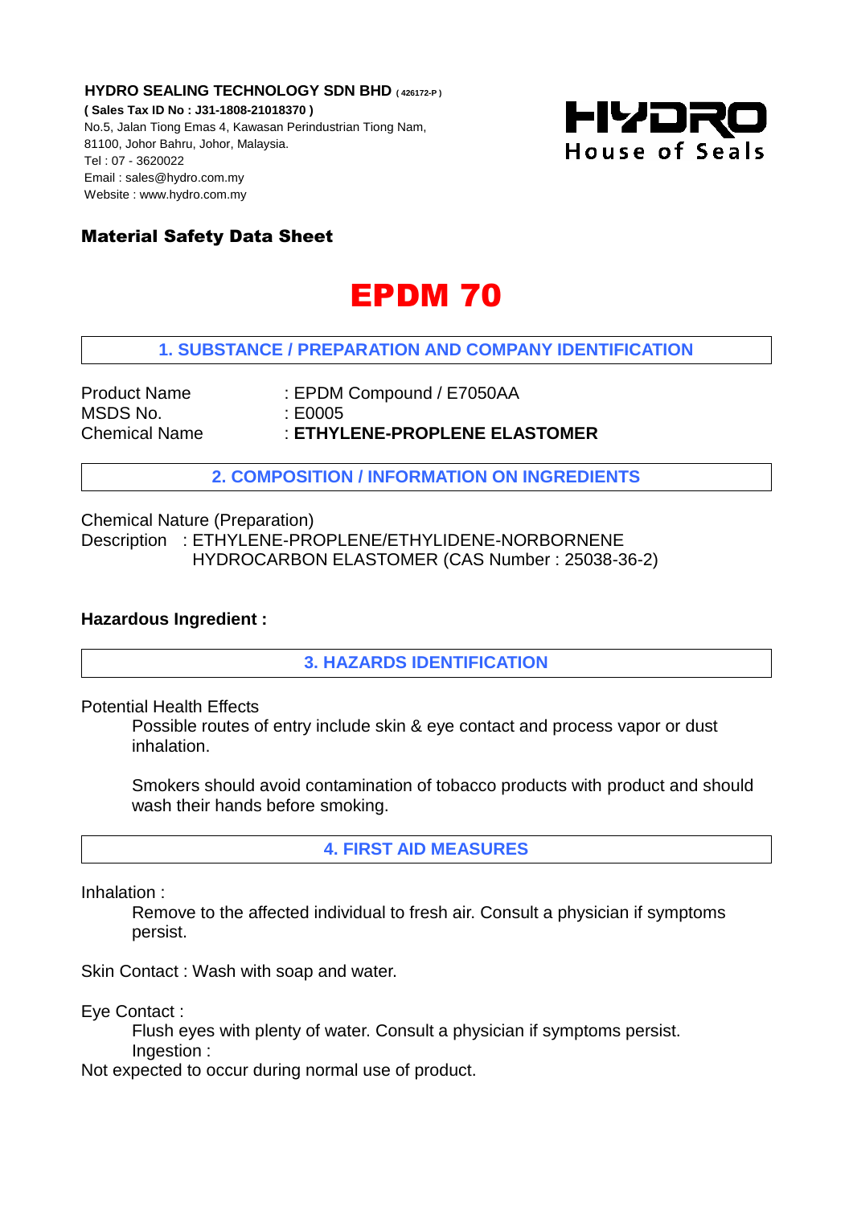**HYDRO SEALING TECHNOLOGY SDN BHD** ( 426172-P )
**( Sales Tax ID No : J31-1808-21018370 )**
No.5, Jalan Tiong Emas 4, Kawasan Perindustrian Tiong Nam,
81100, Johor Bahru, Johor, Malaysia.
Tel : 07 - 3620022
Email : sales@hydro.com.my
Website : www.hydro.com.my

HYDRO
House of Seals

## Material Safety Data Sheet

# EPDM 70

## 1. SUBSTANCE / PREPARATION AND COMPANY IDENTIFICATION

Product Name : EPDM Compound / E7050AA
MSDS No. : E0005
Chemical Name : **ETHYLENE-PROPLENE ELASTOMER**

## 2. COMPOSITION / INFORMATION ON INGREDIENTS

Chemical Nature (Preparation)
Description : ETHYLENE-PROPLENE/ETHYLIDENE-NORBORNENE HYDROCARBON ELASTOMER (CAS Number : 25038-36-2)

**Hazardous Ingredient :**

## 3. HAZARDS IDENTIFICATION

Potential Health Effects

Possible routes of entry include skin & eye contact and process vapor or dust inhalation.

Smokers should avoid contamination of tobacco products with product and should wash their hands before smoking.

## 4. FIRST AID MEASURES

Inhalation :

Remove to the affected individual to fresh air. Consult a physician if symptoms persist.

Skin Contact : Wash with soap and water.

Eye Contact :

Flush eyes with plenty of water. Consult a physician if symptoms persist.
Ingestion :

Not expected to occur during normal use of product.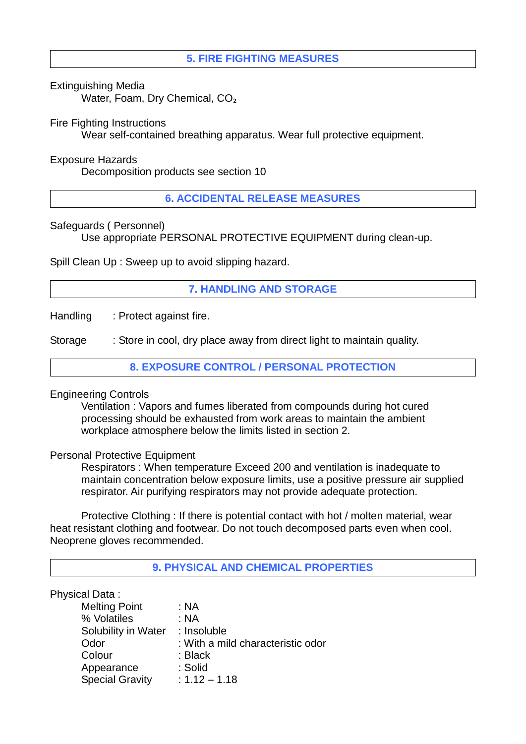## 5. FIRE FIGHTING MEASURES

Extinguishing Media

Water, Foam, Dry Chemical, $CO_2$

Fire Fighting Instructions

Wear self-contained breathing apparatus. Wear full protective equipment.

Exposure Hazards

Decomposition products see section 10

## 6. ACCIDENTAL RELEASE MEASURES

Safeguards ( Personnel)

Use appropriate PERSONAL PROTECTIVE EQUIPMENT during clean-up.

Spill Clean Up : Sweep up to avoid slipping hazard.

## 7. HANDLING AND STORAGE

Handling : Protect against fire.

Storage : Store in cool, dry place away from direct light to maintain quality.

## 8. EXPOSURE CONTROL / PERSONAL PROTECTION

Engineering Controls

Ventilation : Vapors and fumes liberated from compounds during hot cured processing should be exhausted from work areas to maintain the ambient workplace atmosphere below the limits listed in section 2.

Personal Protective Equipment

Respirators : When temperature Exceed 200 and ventilation is inadequate to maintain concentration below exposure limits, use a positive pressure air supplied respirator. Air purifying respirators may not provide adequate protection.

Protective Clothing : If there is potential contact with hot / molten material, wear heat resistant clothing and footwear. Do not touch decomposed parts even when cool. Neoprene gloves recommended.

## 9. PHYSICAL AND CHEMICAL PROPERTIES

Physical Data :

| | |
|---|---|
| Melting Point | : NA |
| % Volatiles | : NA |
| Solubility in Water | : Insoluble |
| Odor | : With a mild characteristic odor |
| Colour | : Black |
| Appearance | : Solid |
| Special Gravity | : 1.12 – 1.18 |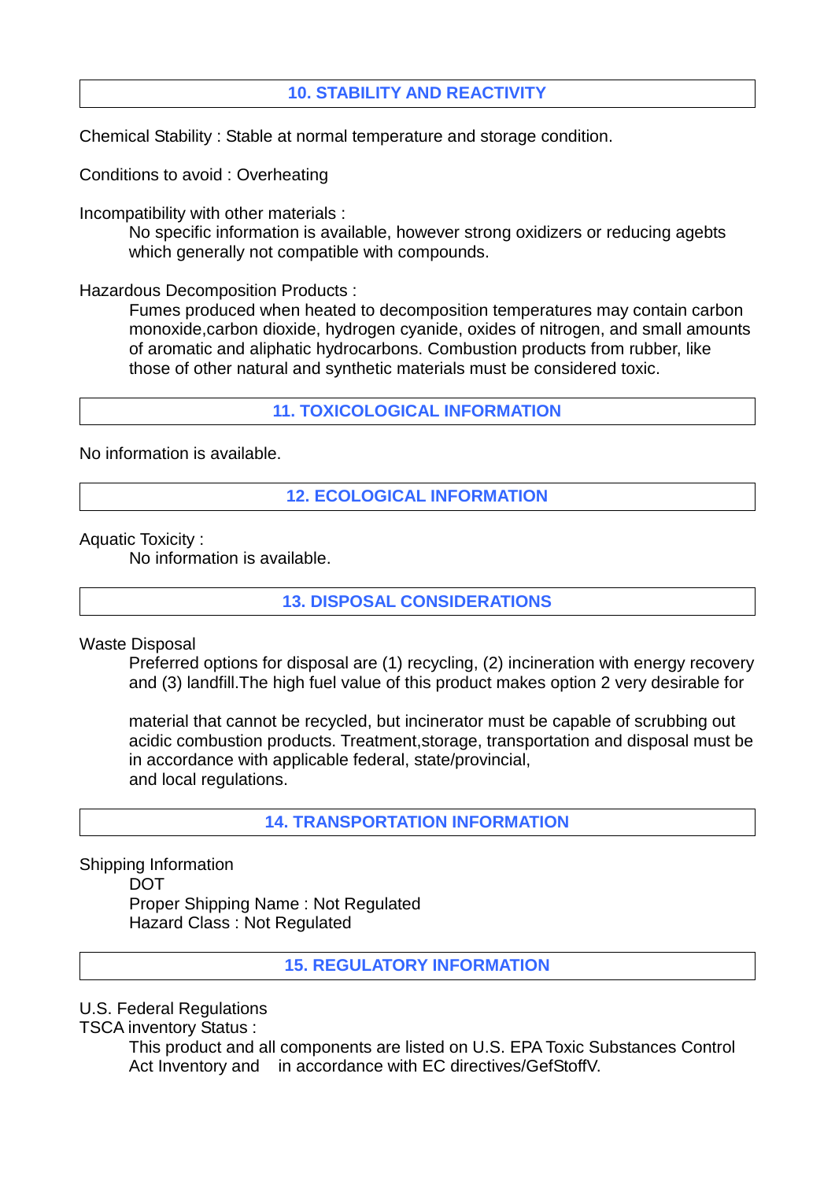## 10. STABILITY AND REACTIVITY

Chemical Stability : Stable at normal temperature and storage condition.

Conditions to avoid : Overheating

Incompatibility with other materials :

No specific information is available, however strong oxidizers or reducing agebts which generally not compatible with compounds.

Hazardous Decomposition Products :

Fumes produced when heated to decomposition temperatures may contain carbon monoxide,carbon dioxide, hydrogen cyanide, oxides of nitrogen, and small amounts of aromatic and aliphatic hydrocarbons. Combustion products from rubber, like those of other natural and synthetic materials must be considered toxic.

## 11. TOXICOLOGICAL INFORMATION

No information is available.

## 12. ECOLOGICAL INFORMATION

Aquatic Toxicity :

No information is available.

## 13. DISPOSAL CONSIDERATIONS

Waste Disposal

Preferred options for disposal are (1) recycling, (2) incineration with energy recovery and (3) landfill.The high fuel value of this product makes option 2 very desirable for

material that cannot be recycled, but incinerator must be capable of scrubbing out acidic combustion products. Treatment,storage, transportation and disposal must be in accordance with applicable federal, state/provincial, and local regulations.

## 14. TRANSPORTATION INFORMATION

Shipping Information

DOT

Proper Shipping Name : Not Regulated

Hazard Class : Not Regulated

## 15. REGULATORY INFORMATION

U.S. Federal Regulations

TSCA inventory Status :

This product and all components are listed on U.S. EPA Toxic Substances Control Act Inventory and in accordance with EC directives/GefStoffV.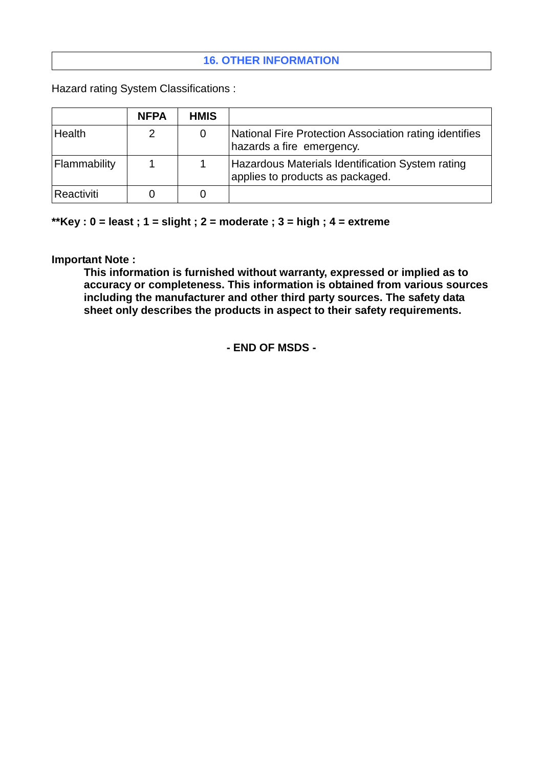## 16. OTHER INFORMATION

Hazard rating System Classifications :

| | NFPA | HMIS | |
|---|---|---|---|
| Health | 2 | 0 | National Fire Protection Association rating identifies hazards a fire emergency. |
| Flammability | 1 | 1 | Hazardous Materials Identification System rating applies to products as packaged. |
| Reactiviti | 0 | 0 | |

**\*\*Key : 0 = least ; 1 = slight ; 2 = moderate ; 3 = high ; 4 = extreme**

**Important Note :**

**This information is furnished without warranty, expressed or implied as to accuracy or completeness. This information is obtained from various sources including the manufacturer and other third party sources. The safety data sheet only describes the products in aspect to their safety requirements.**

**- END OF MSDS -**